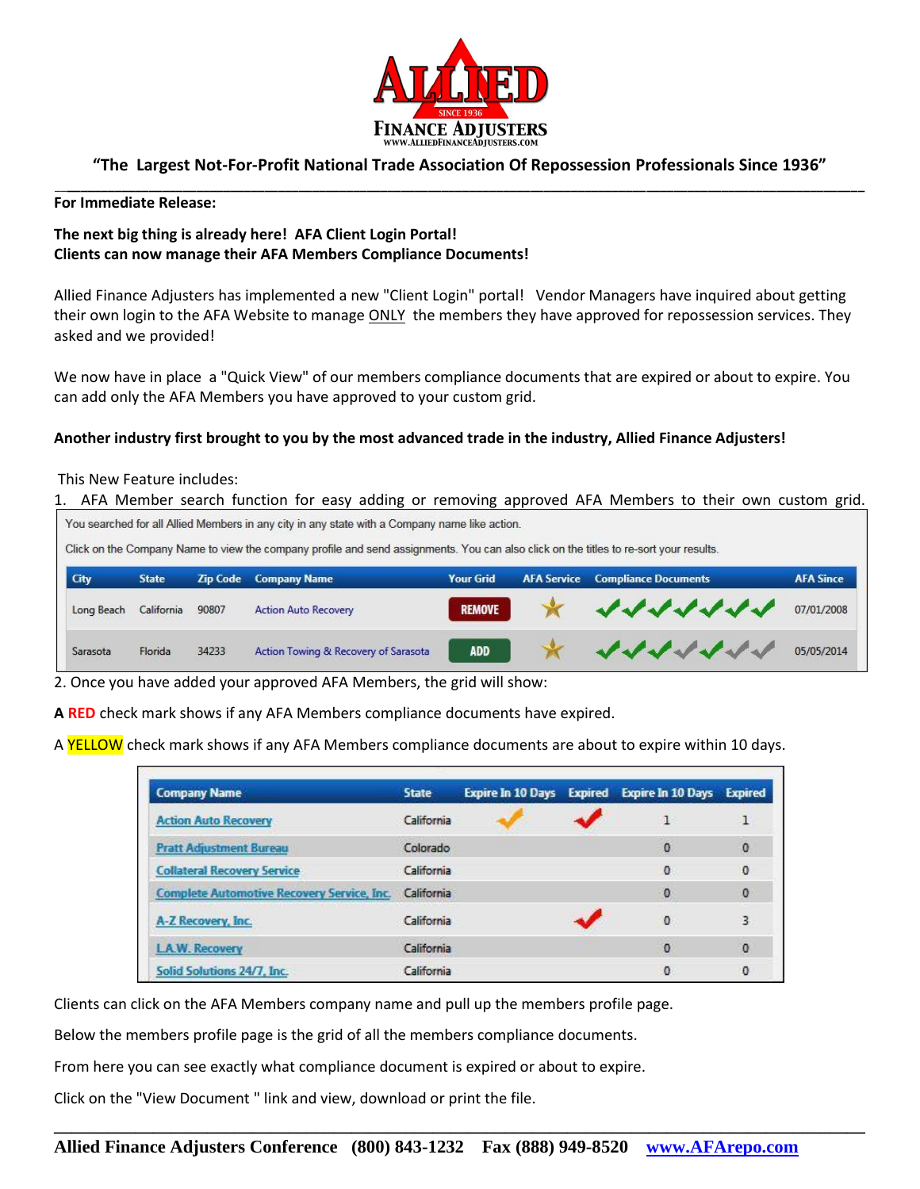# ALLIED FINANCE ADJUSTERS

SINCE 1936

WWW.ALLIEDFINANCEADJUSTERS.COM

**"The Largest Not-For-Profit National Trade Association Of Repossession Professionals Since 1936"**

---

**For Immediate Release:**

**The next big thing is already here! AFA Client Login Portal!**
**Clients can now manage their AFA Members Compliance Documents!**

Allied Finance Adjusters has implemented a new "Client Login" portal! Vendor Managers have inquired about getting their own login to the AFA Website to manage ONLY the members they have approved for repossession services. They asked and we provided!

We now have in place a "Quick View" of our members compliance documents that are expired or about to expire. You can add only the AFA Members you have approved to your custom grid.

**Another industry first brought to you by the most advanced trade in the industry, Allied Finance Adjusters!**

This New Feature includes:

1. AFA Member search function for easy adding or removing approved AFA Members to their own custom grid.

You searched for all Allied Members in any city in any state with a Company name like action.

Click on the Company Name to view the company profile and send assignments. You can also click on the titles to re-sort your results.

| City | State | Zip Code | Company Name | Your Grid | AFA Service | Compliance Documents | AFA Since |
|---|---|---|---|---|---|---|---|
| Long Beach | California | 90807 | Action Auto Recovery | REMOVE | ★ | ✔✔✔✔✔✔✔ | 07/01/2008 |
| Sarasota | Florida | 34233 | Action Towing & Recovery of Sarasota | ADD | ★ | ✔✔✔✔✔✔✔ | 05/05/2014 |

2. Once you have added your approved AFA Members, the grid will show:

**A RED** check mark shows if any AFA Members compliance documents have expired.

A YELLOW check mark shows if any AFA Members compliance documents are about to expire within 10 days.

| Company Name | State | Expire In 10 Days | Expired | Expire In 10 Days | Expired |
|---|---|---|---|---|---|
| Action Auto Recovery | California | ✔ | ✔ | 1 | 1 |
| Pratt Adjustment Bureau | Colorado | | | 0 | 0 |
| Collateral Recovery Service | California | | | 0 | 0 |
| Complete Automotive Recovery Service, Inc. | California | | | 0 | 0 |
| A-Z Recovery, Inc. | California | | ✔ | 0 | 3 |
| L.A.W. Recovery | California | | | 0 | 0 |
| Solid Solutions 24/7, Inc. | California | | | 0 | 0 |

Clients can click on the AFA Members company name and pull up the members profile page.

Below the members profile page is the grid of all the members compliance documents.

From here you can see exactly what compliance document is expired or about to expire.

Click on the "View Document " link and view, download or print the file.

---

**Allied Finance Adjusters Conference (800) 843-1232 Fax (888) 949-8520 www.AFArepo.com**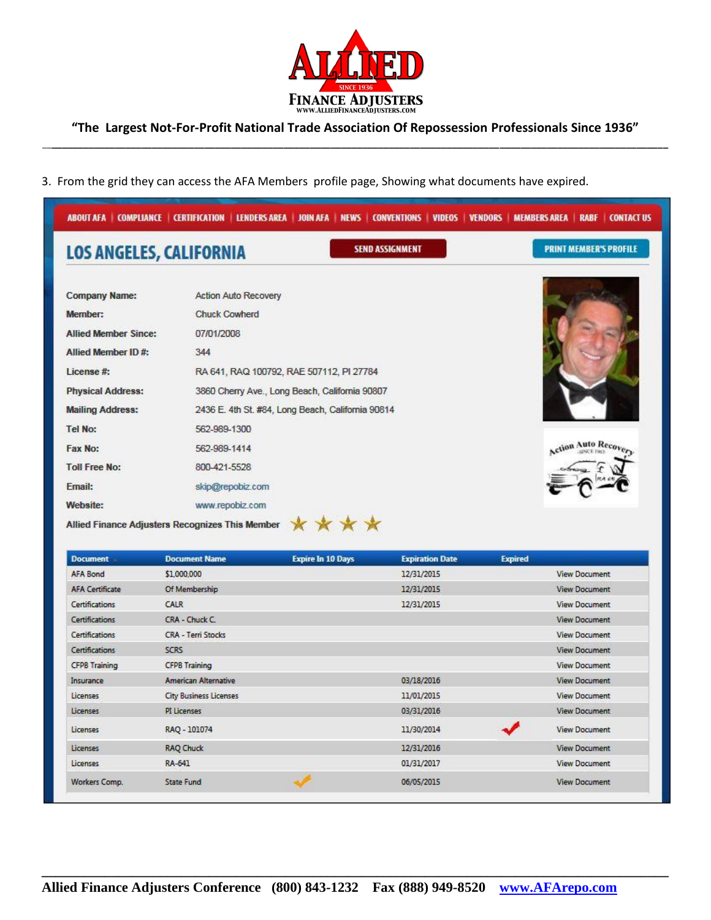"The Largest Not-For-Profit National Trade Association Of Repossession Professionals Since 1936"

3. From the grid they can access the AFA Members profile page, Showing what documents have expired.

ABOUT AFA | COMPLIANCE | CERTIFICATION | LENDERS AREA | JOIN AFA | NEWS | CONVENTIONS | VIDEOS | VENDORS | MEMBERS AREA | RABF | CONTACT US

## LOS ANGELES, CALIFORNIA

SEND ASSIGNMENT

PRINT MEMBER'S PROFILE

**Company Name:** Action Auto Recovery

**Member:** Chuck Cowherd

**Allied Member Since:** 07/01/2008

**Allied Member ID #:** 344

**License #:** RA 641, RAQ 100792, RAE 507112, PI 27784

**Physical Address:** 3860 Cherry Ave., Long Beach, California 90807

**Mailing Address:** 2436 E. 4th St. #84, Long Beach, California 90814

**Tel No:** 562-989-1300

**Fax No:** 562-989-1414

**Toll Free No:** 800-421-5528

**Email:** skip@repobiz.com

**Website:** www.repobiz.com

**Allied Finance Adjusters Recognizes This Member** ★★★★

| Document | Document Name | Expire In 10 Days | Expiration Date | Expired | |
|---|---|---|---|---|---|
| AFA Bond | $1,000,000 | | 12/31/2015 | | View Document |
| AFA Certificate | Of Membership | | 12/31/2015 | | View Document |
| Certifications | CALR | | 12/31/2015 | | View Document |
| Certifications | CRA - Chuck C. | | | | View Document |
| Certifications | CRA - Terri Stocks | | | | View Document |
| Certifications | SCRS | | | | View Document |
| CFPB Training | CFPB Training | | | | View Document |
| Insurance | American Alternative | | 03/18/2016 | | View Document |
| Licenses | City Business Licenses | | 11/01/2015 | | View Document |
| Licenses | PI Licenses | | 03/31/2016 | | View Document |
| Licenses | RAQ - 101074 | | 11/30/2014 | ✔ | View Document |
| Licenses | RAQ Chuck | | 12/31/2016 | | View Document |
| Licenses | RA-641 | | 01/31/2017 | | View Document |
| Workers Comp. | State Fund | ✔ | 06/05/2015 | | View Document |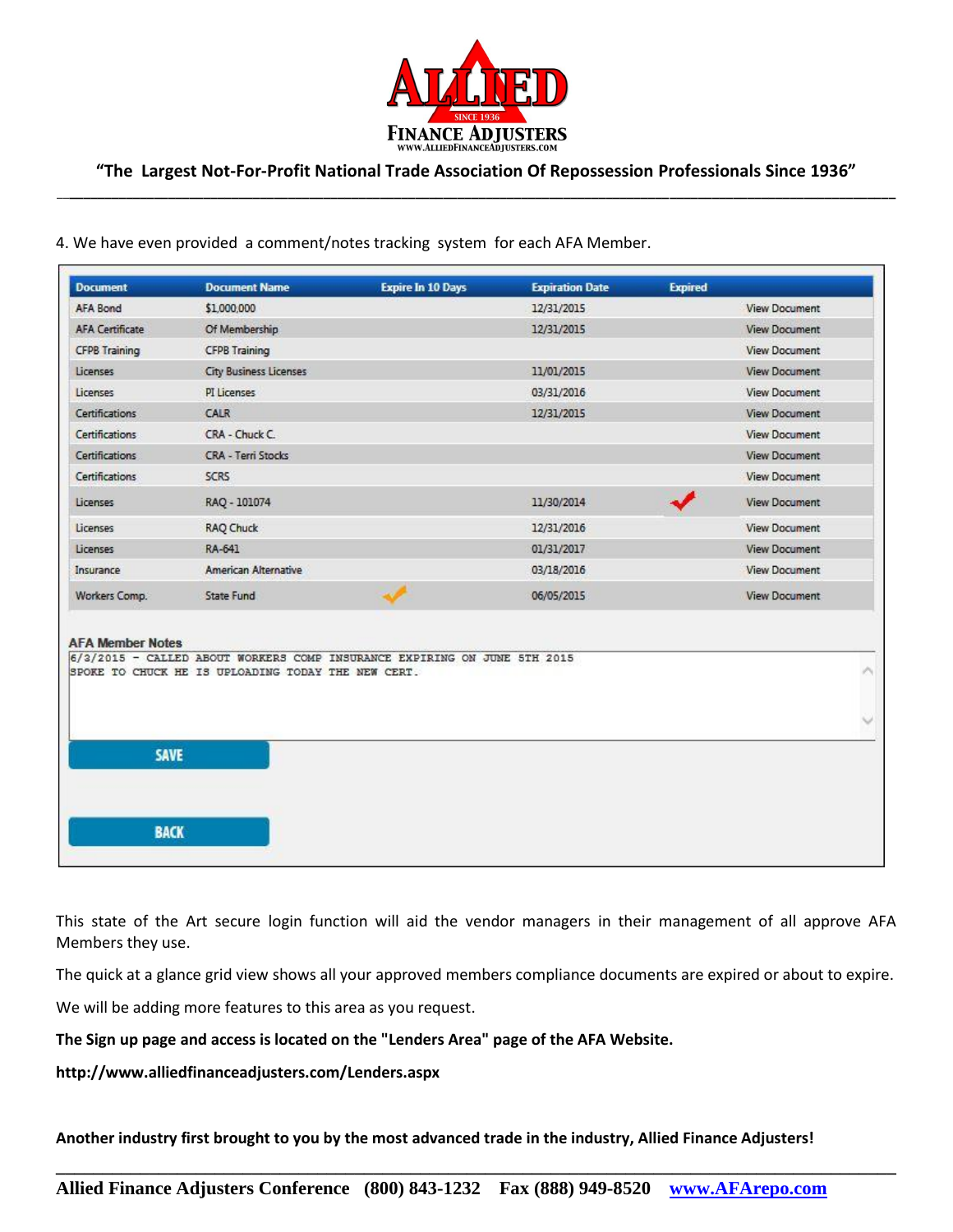**“The Largest Not-For-Profit National Trade Association Of Repossession Professionals Since 1936”**

4. We have even provided a comment/notes tracking system for each AFA Member.

| Document | Document Name | Expire In 10 Days | Expiration Date | Expired | |
|---|---|---|---|---|---|
| AFA Bond | $1,000,000 | | 12/31/2015 | | View Document |
| AFA Certificate | Of Membership | | 12/31/2015 | | View Document |
| CFPB Training | CFPB Training | | | | View Document |
| Licenses | City Business Licenses | | 11/01/2015 | | View Document |
| Licenses | PI Licenses | | 03/31/2016 | | View Document |
| Certifications | CALR | | 12/31/2015 | | View Document |
| Certifications | CRA - Chuck C. | | | | View Document |
| Certifications | CRA - Terri Stocks | | | | View Document |
| Certifications | SCRS | | | | View Document |
| Licenses | RAQ - 101074 | | 11/30/2014 | ✔ | View Document |
| Licenses | RAQ Chuck | | 12/31/2016 | | View Document |
| Licenses | RA-641 | | 01/31/2017 | | View Document |
| Insurance | American Alternative | | 03/18/2016 | | View Document |
| Workers Comp. | State Fund | ✔ | 06/05/2015 | | View Document |

**AFA Member Notes**

```
6/3/2015 - CALLED ABOUT WORKERS COMP INSURANCE EXPIRING ON JUNE 5TH 2015
SPOKE TO CHUCK HE IS UPLOADING TODAY THE NEW CERT.
```

SAVE

BACK

This state of the Art secure login function will aid the vendor managers in their management of all approve AFA Members they use.

The quick at a glance grid view shows all your approved members compliance documents are expired or about to expire.

We will be adding more features to this area as you request.

**The Sign up page and access is located on the "Lenders Area" page of the AFA Website.**

**http://www.alliedfinanceadjusters.com/Lenders.aspx**

**Another industry first brought to you by the most advanced trade in the industry, Allied Finance Adjusters!**

**Allied Finance Adjusters Conference (800) 843-1232 Fax (888) 949-8520 www.AFArepo.com**